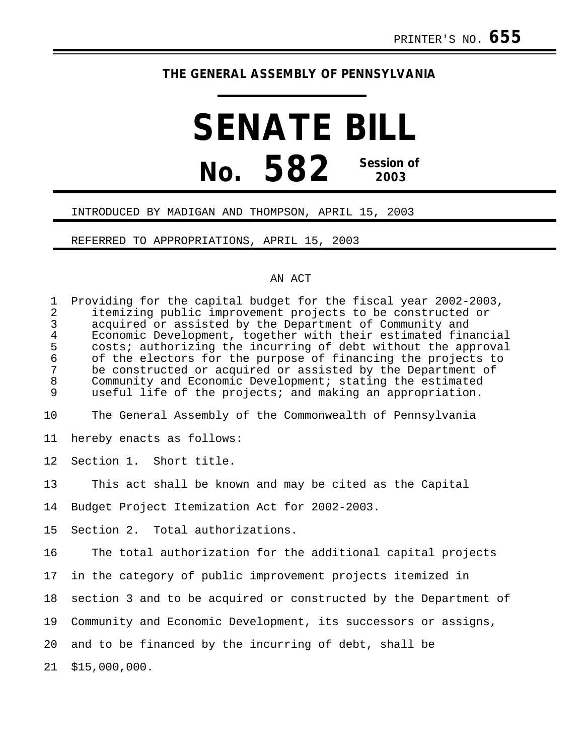PRINTER'S NO. **655**

**THE GENERAL ASSEMBLY OF PENNSYLVANIA**

# SENATE BILL

# No. 582 Session of 2003

INTRODUCED BY MADIGAN AND THOMPSON, APRIL 15, 2003

REFERRED TO APPROPRIATIONS, APRIL 15, 2003

AN ACT

Providing for the capital budget for the fiscal year 2002-2003, itemizing public improvement projects to be constructed or acquired or assisted by the Department of Community and Economic Development, together with their estimated financial costs; authorizing the incurring of debt without the approval of the electors for the purpose of financing the projects to be constructed or acquired or assisted by the Department of Community and Economic Development; stating the estimated useful life of the projects; and making an appropriation.

The General Assembly of the Commonwealth of Pennsylvania hereby enacts as follows:

Section 1. Short title.

This act shall be known and may be cited as the Capital Budget Project Itemization Act for 2002-2003.

Section 2. Total authorizations.

The total authorization for the additional capital projects in the category of public improvement projects itemized in section 3 and to be acquired or constructed by the Department of Community and Economic Development, its successors or assigns, and to be financed by the incurring of debt, shall be $15,000,000.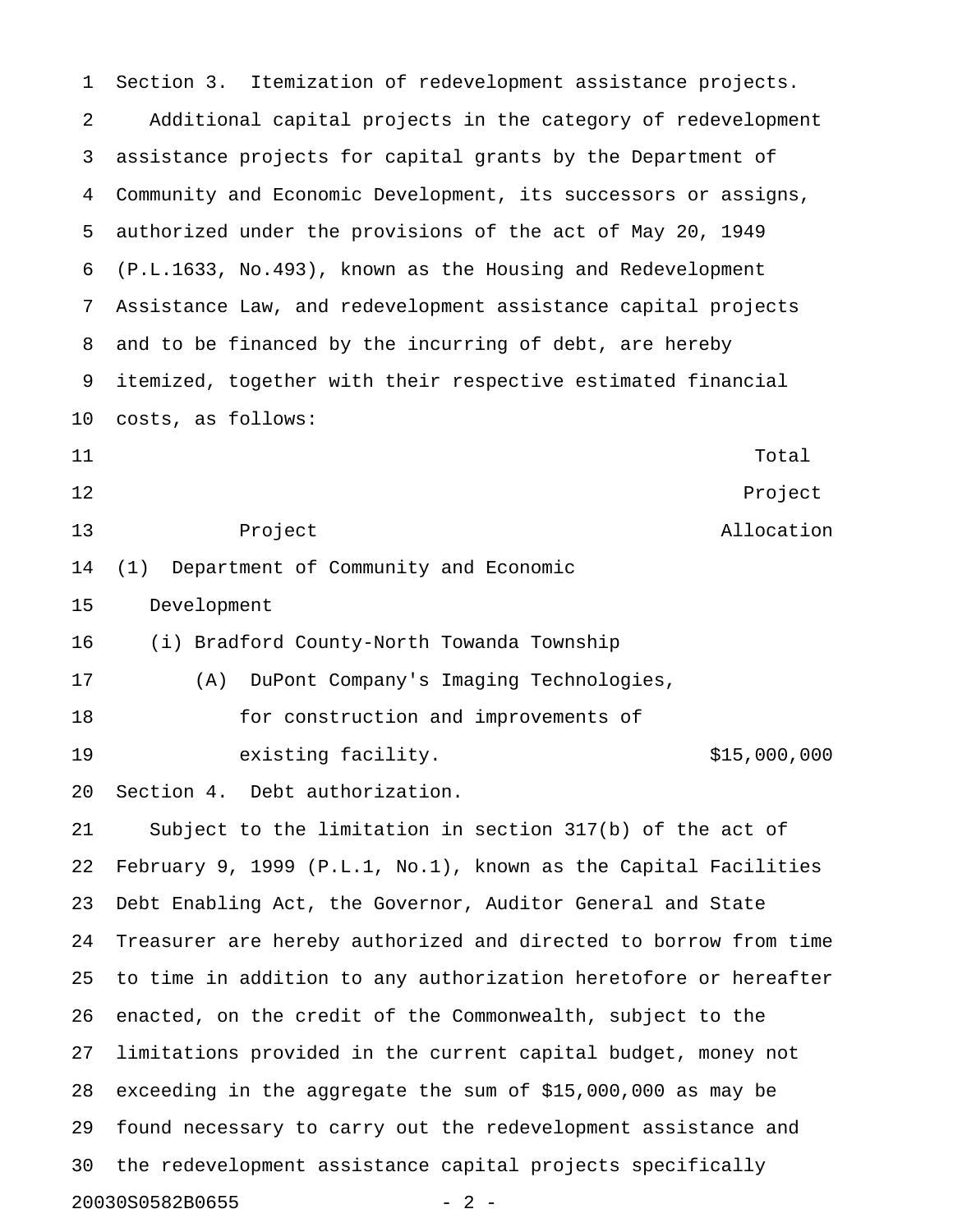Section 3. Itemization of redevelopment assistance projects.

Additional capital projects in the category of redevelopment assistance projects for capital grants by the Department of Community and Economic Development, its successors or assigns, authorized under the provisions of the act of May 20, 1949 (P.L.1633, No.493), known as the Housing and Redevelopment Assistance Law, and redevelopment assistance capital projects and to be financed by the incurring of debt, are hereby itemized, together with their respective estimated financial costs, as follows:

| Project | Total Project Allocation |
|---|---|
| (1) Department of Community and Economic Development | |
| (i) Bradford County-North Towanda Township | |
| (A) DuPont Company's Imaging Technologies, for construction and improvements of existing facility. | $15,000,000 |

Section 4. Debt authorization.

Subject to the limitation in section 317(b) of the act of February 9, 1999 (P.L.1, No.1), known as the Capital Facilities Debt Enabling Act, the Governor, Auditor General and State Treasurer are hereby authorized and directed to borrow from time to time in addition to any authorization heretofore or hereafter enacted, on the credit of the Commonwealth, subject to the limitations provided in the current capital budget, money not exceeding in the aggregate the sum of $15,000,000 as may be found necessary to carry out the redevelopment assistance and the redevelopment assistance capital projects specifically

20030S0582B0655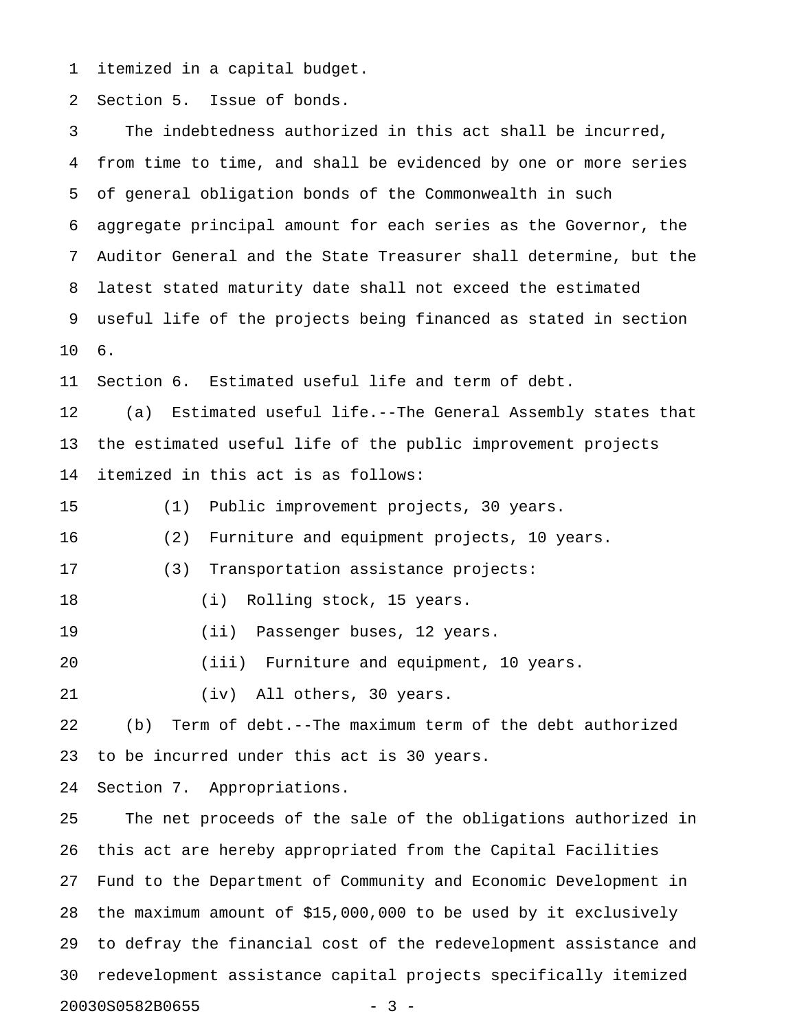itemized in a capital budget.

Section 5. Issue of bonds.

The indebtedness authorized in this act shall be incurred, from time to time, and shall be evidenced by one or more series of general obligation bonds of the Commonwealth in such aggregate principal amount for each series as the Governor, the Auditor General and the State Treasurer shall determine, but the latest stated maturity date shall not exceed the estimated useful life of the projects being financed as stated in section 6.

Section 6. Estimated useful life and term of debt.

(a) Estimated useful life.--The General Assembly states that the estimated useful life of the public improvement projects itemized in this act is as follows:

(1) Public improvement projects, 30 years.

(2) Furniture and equipment projects, 10 years.

(3) Transportation assistance projects:

(i) Rolling stock, 15 years.

(ii) Passenger buses, 12 years.

(iii) Furniture and equipment, 10 years.

(iv) All others, 30 years.

(b) Term of debt.--The maximum term of the debt authorized to be incurred under this act is 30 years.

Section 7. Appropriations.

The net proceeds of the sale of the obligations authorized in this act are hereby appropriated from the Capital Facilities Fund to the Department of Community and Economic Development in the maximum amount of $15,000,000 to be used by it exclusively to defray the financial cost of the redevelopment assistance and redevelopment assistance capital projects specifically itemized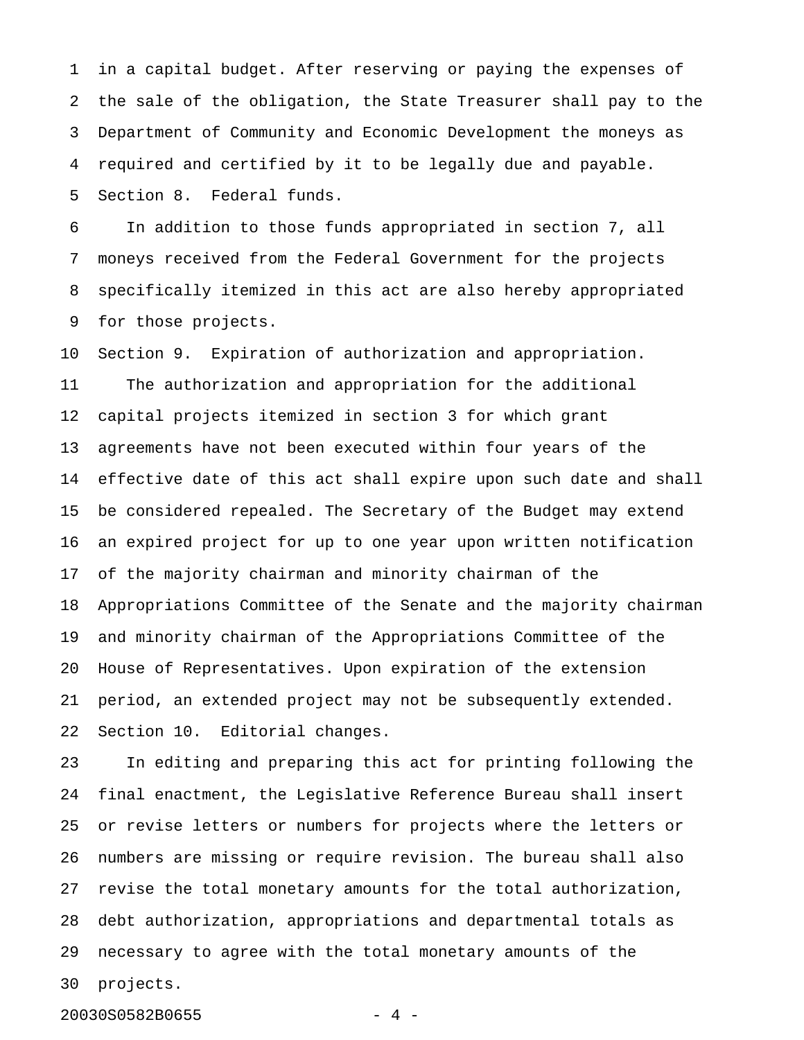in a capital budget. After reserving or paying the expenses of the sale of the obligation, the State Treasurer shall pay to the Department of Community and Economic Development the moneys as required and certified by it to be legally due and payable.

Section 8. Federal funds.

In addition to those funds appropriated in section 7, all moneys received from the Federal Government for the projects specifically itemized in this act are also hereby appropriated for those projects.

Section 9. Expiration of authorization and appropriation.

The authorization and appropriation for the additional capital projects itemized in section 3 for which grant agreements have not been executed within four years of the effective date of this act shall expire upon such date and shall be considered repealed. The Secretary of the Budget may extend an expired project for up to one year upon written notification of the majority chairman and minority chairman of the Appropriations Committee of the Senate and the majority chairman and minority chairman of the Appropriations Committee of the House of Representatives. Upon expiration of the extension period, an extended project may not be subsequently extended.

Section 10. Editorial changes.

In editing and preparing this act for printing following the final enactment, the Legislative Reference Bureau shall insert or revise letters or numbers for projects where the letters or numbers are missing or require revision. The bureau shall also revise the total monetary amounts for the total authorization, debt authorization, appropriations and departmental totals as necessary to agree with the total monetary amounts of the projects.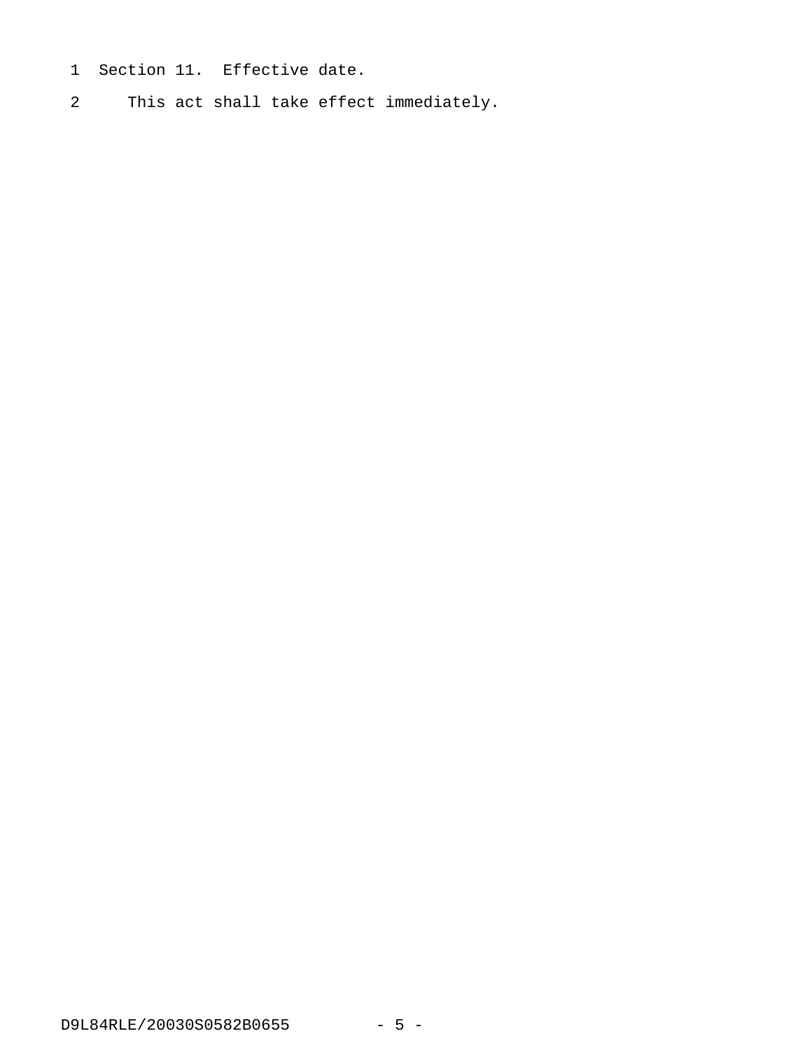Section 11. Effective date.

This act shall take effect immediately.